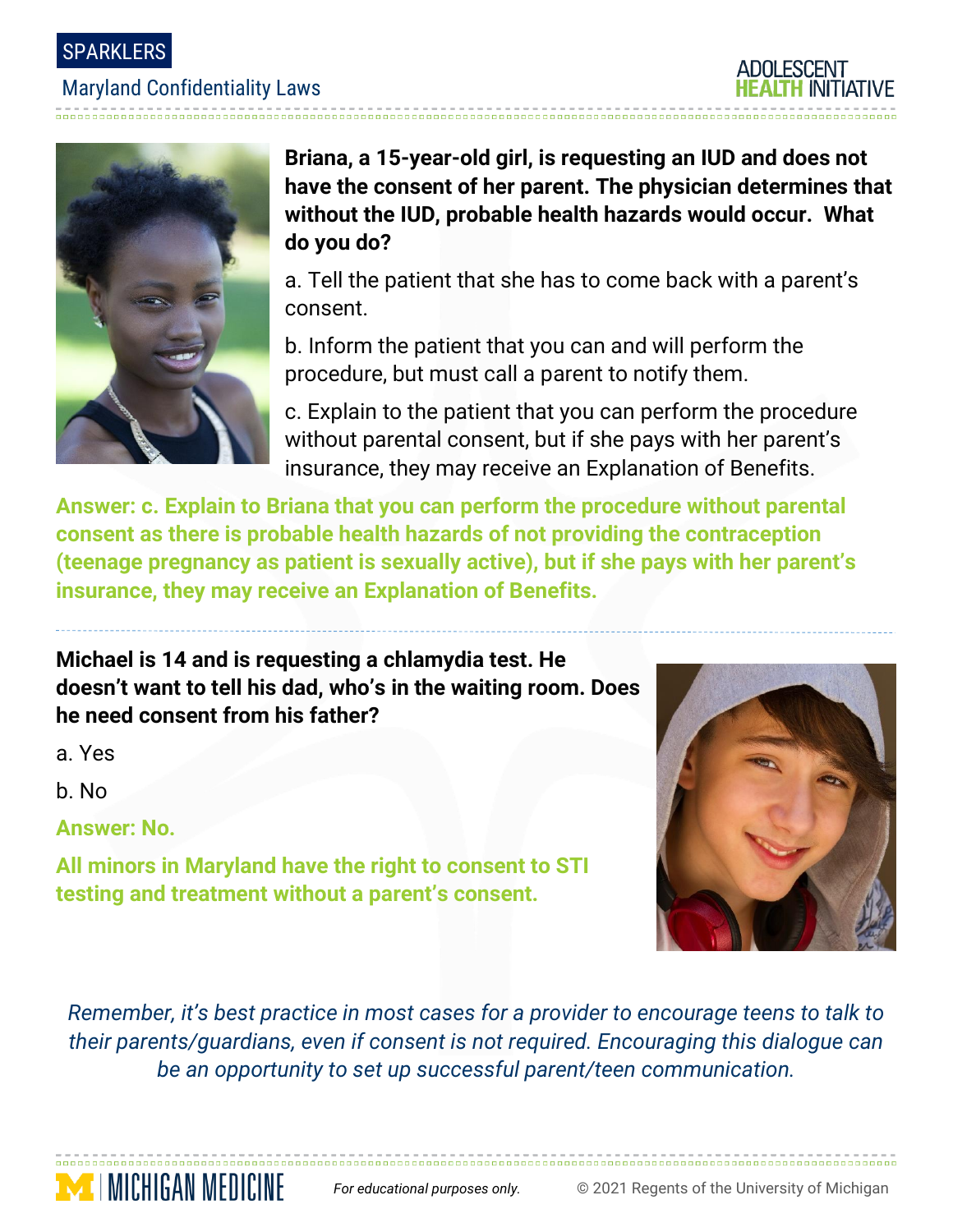SPARKLERS

Maryland Confidentiality Laws

**Briana, a 15-year-old girl, is requesting an IUD and does not have the consent of her parent. The physician determines that without the IUD, probable health hazards would occur. What do you do?**

a. Tell the patient that she has to come back with a parent's consent.

b. Inform the patient that you can and will perform the procedure, but must call a parent to notify them.

c. Explain to the patient that you can perform the procedure without parental consent, but if she pays with her parent's insurance, they may receive an Explanation of Benefits.

**Answer: c. Explain to Briana that you can perform the procedure without parental consent as there is probable health hazards of not providing the contraception (teenage pregnancy as patient is sexually active), but if she pays with her parent's insurance, they may receive an Explanation of Benefits.**

---

**Michael is 14 and is requesting a chlamydia test. He doesn't want to tell his dad, who's in the waiting room. Does he need consent from his father?**

a. Yes

b. No

**Answer: No.**

**All minors in Maryland have the right to consent to STI testing and treatment without a parent's consent.**

*Remember, it's best practice in most cases for a provider to encourage teens to talk to their parents/guardians, even if consent is not required. Encouraging this dialogue can be an opportunity to set up successful parent/teen communication.*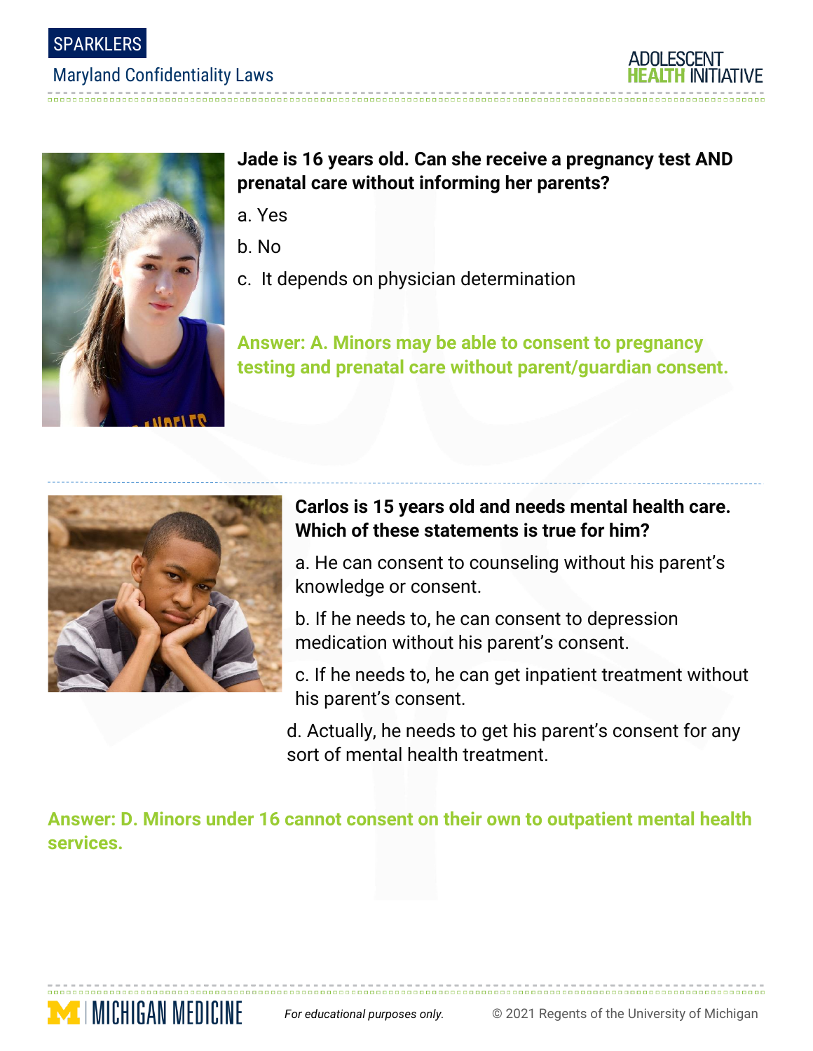**Jade is 16 years old. Can she receive a pregnancy test AND prenatal care without informing her parents?**

a. Yes

b. No

c. It depends on physician determination

**Answer: A. Minors may be able to consent to pregnancy testing and prenatal care without parent/guardian consent.**

**Carlos is 15 years old and needs mental health care. Which of these statements is true for him?**

a. He can consent to counseling without his parent's knowledge or consent.

b. If he needs to, he can consent to depression medication without his parent's consent.

c. If he needs to, he can get inpatient treatment without his parent's consent.

d. Actually, he needs to get his parent's consent for any sort of mental health treatment.

**Answer: D. Minors under 16 cannot consent on their own to outpatient mental health services.**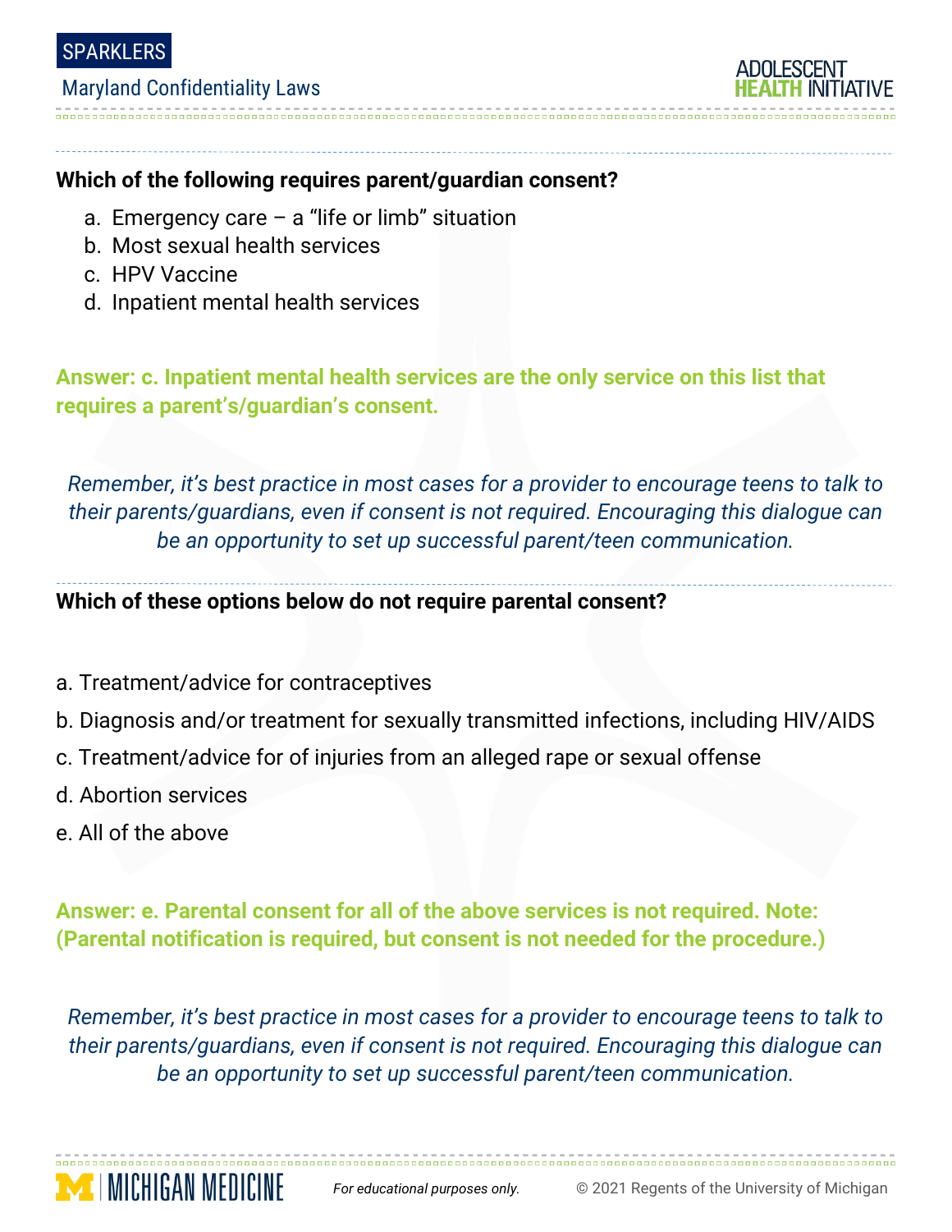**Which of the following requires parent/guardian consent?**

a. Emergency care – a "life or limb" situation
b. Most sexual health services
c. HPV Vaccine
d. Inpatient mental health services

**Answer: c. Inpatient mental health services are the only service on this list that requires a parent's/guardian's consent.**

*Remember, it's best practice in most cases for a provider to encourage teens to talk to their parents/guardians, even if consent is not required. Encouraging this dialogue can be an opportunity to set up successful parent/teen communication.*

**Which of these options below do not require parental consent?**

a. Treatment/advice for contraceptives
b. Diagnosis and/or treatment for sexually transmitted infections, including HIV/AIDS
c. Treatment/advice for of injuries from an alleged rape or sexual offense
d. Abortion services
e. All of the above

**Answer: e. Parental consent for all of the above services is not required. Note: (Parental notification is required, but consent is not needed for the procedure.)**

*Remember, it's best practice in most cases for a provider to encourage teens to talk to their parents/guardians, even if consent is not required. Encouraging this dialogue can be an opportunity to set up successful parent/teen communication.*

*For educational purposes only.*

© 2021 Regents of the University of Michigan